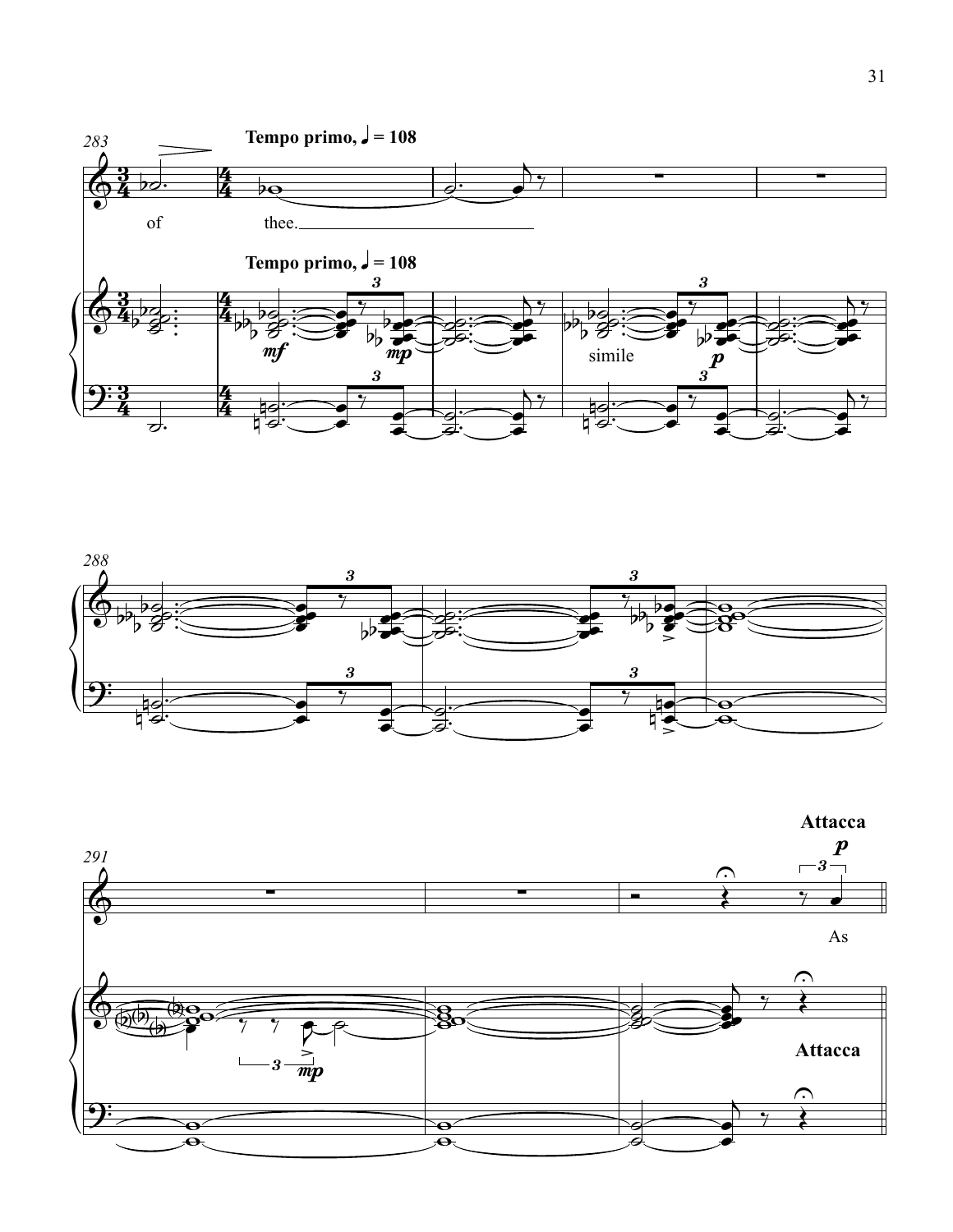Tempo primo, ♩ = 108

of thee.

simile

Attacca

As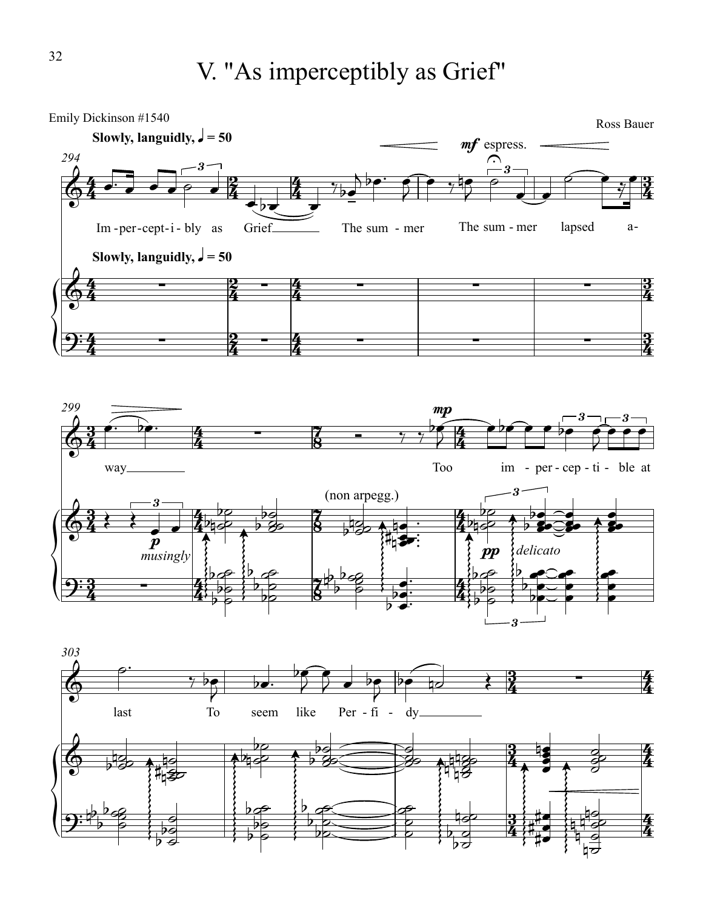# V. "As imperceptibly as Grief"

Emily Dickinson #1540

Ross Bauer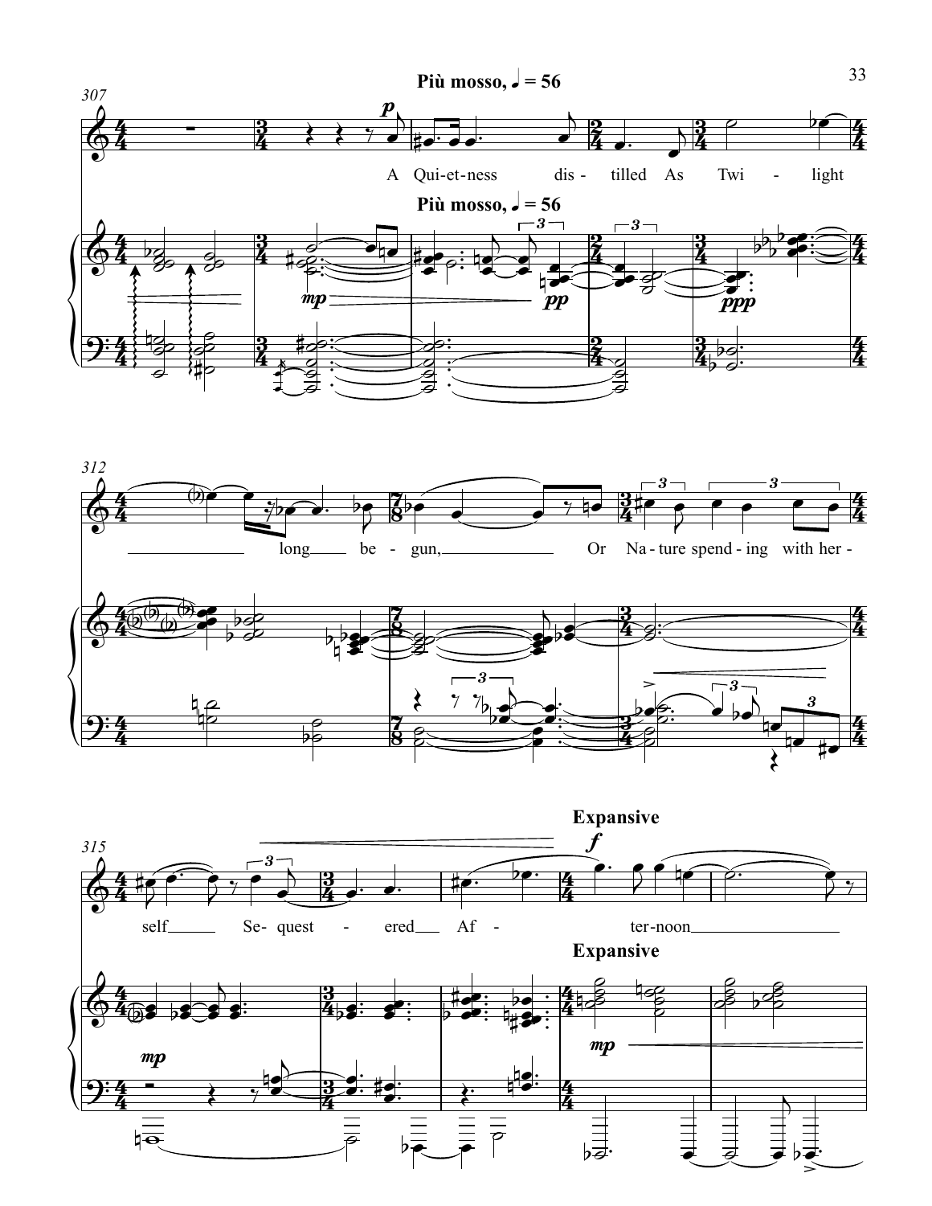**Più mosso, ♩ = 56**

307

A Qui-et-ness dis-tilled As Twi - light

312

long be - gun, Or Na-ture spend-ing with her-

**Expansive**

315

self Se-quest - ered Af - ter-noon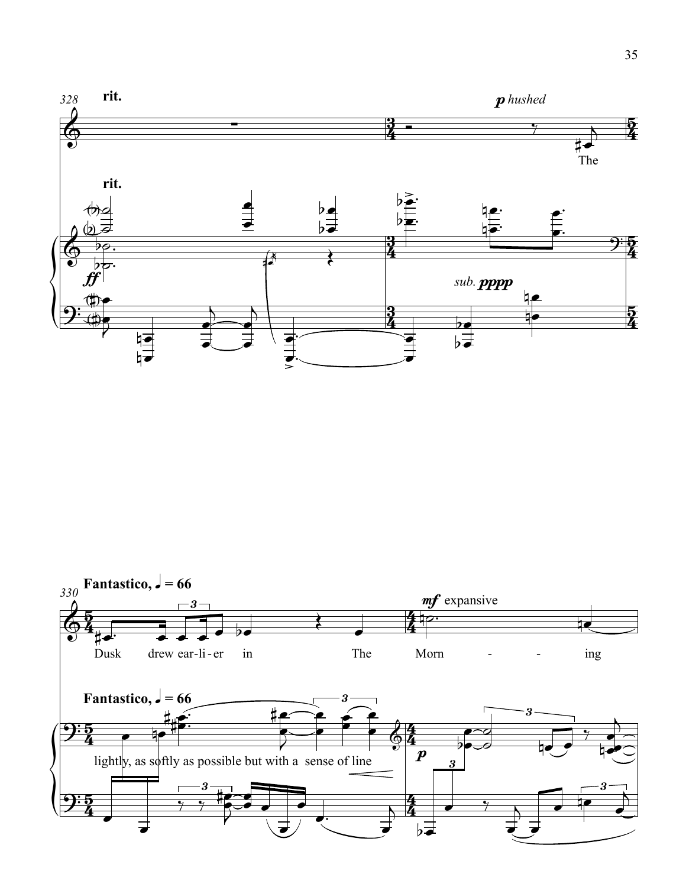rit.

*p hushed*

The

rit.

*ff*

*sub.* ***pppp***

**Fantastico, ♩ = 66**

Dusk drew ear-li-er in The Morn - - ing

*mf* expansive

**Fantastico, ♩ = 66**

lightly, as softly as possible but with a sense of line

*p*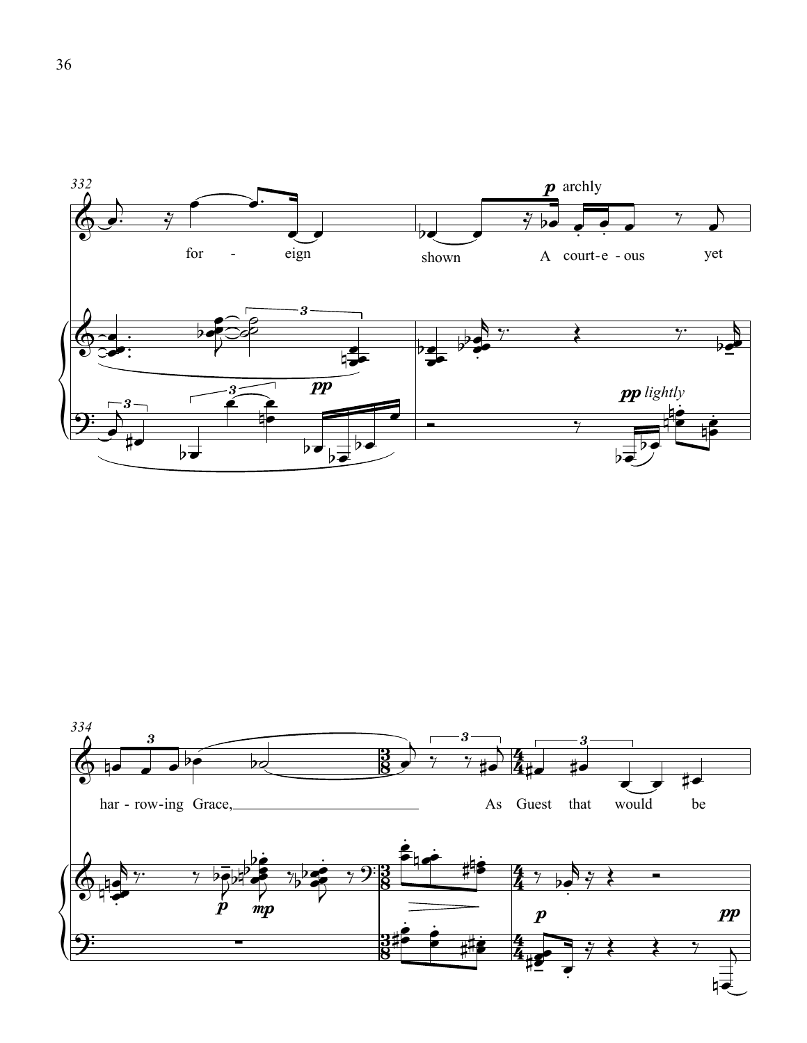for - eign shown A court-e-ous yet

har-row-ing Grace, As Guest that would be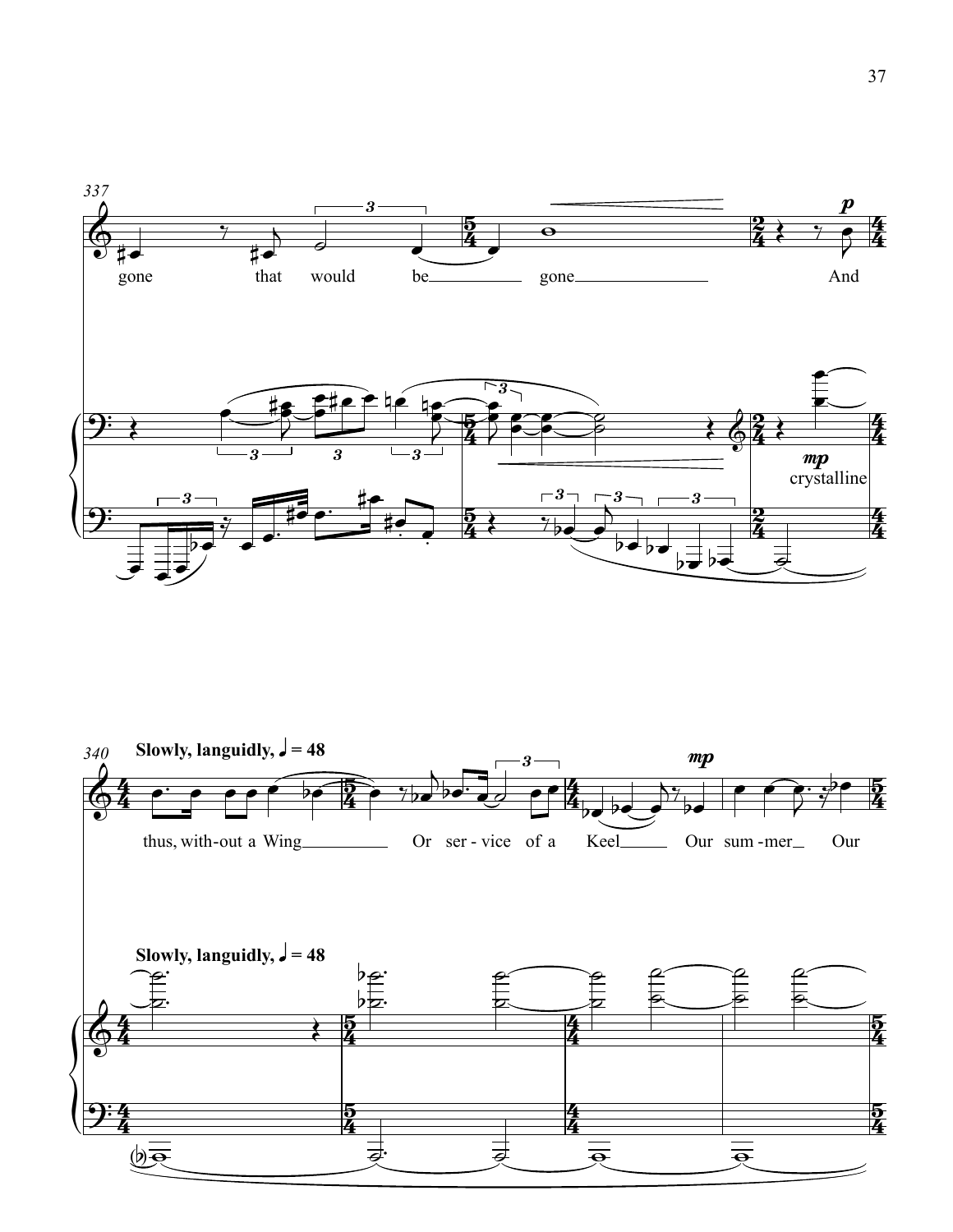337

gone that would be gone And

*mp* crystalline

340

**Slowly, languidly, ♩ = 48**

thus, with-out a Wing Or ser-vice of a Keel Our sum-mer Our

**Slowly, languidly, ♩ = 48**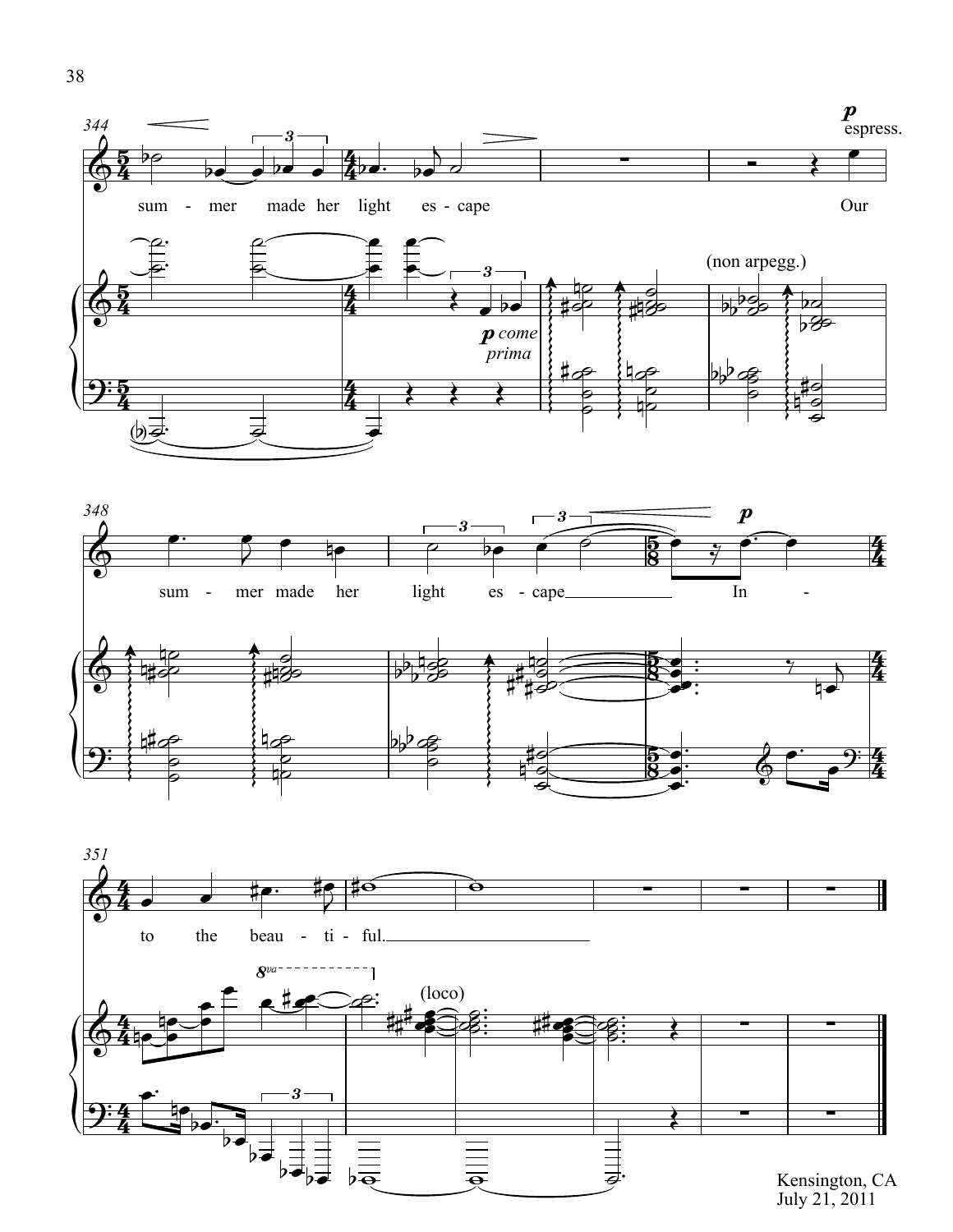344

summer made her light escape

Our

*p* espress.

(non arpegg.)

*p come prima*

348

summer made her light escape In -

351

to the beautiful.

(loco)

Kensington, CA
July 21, 2011